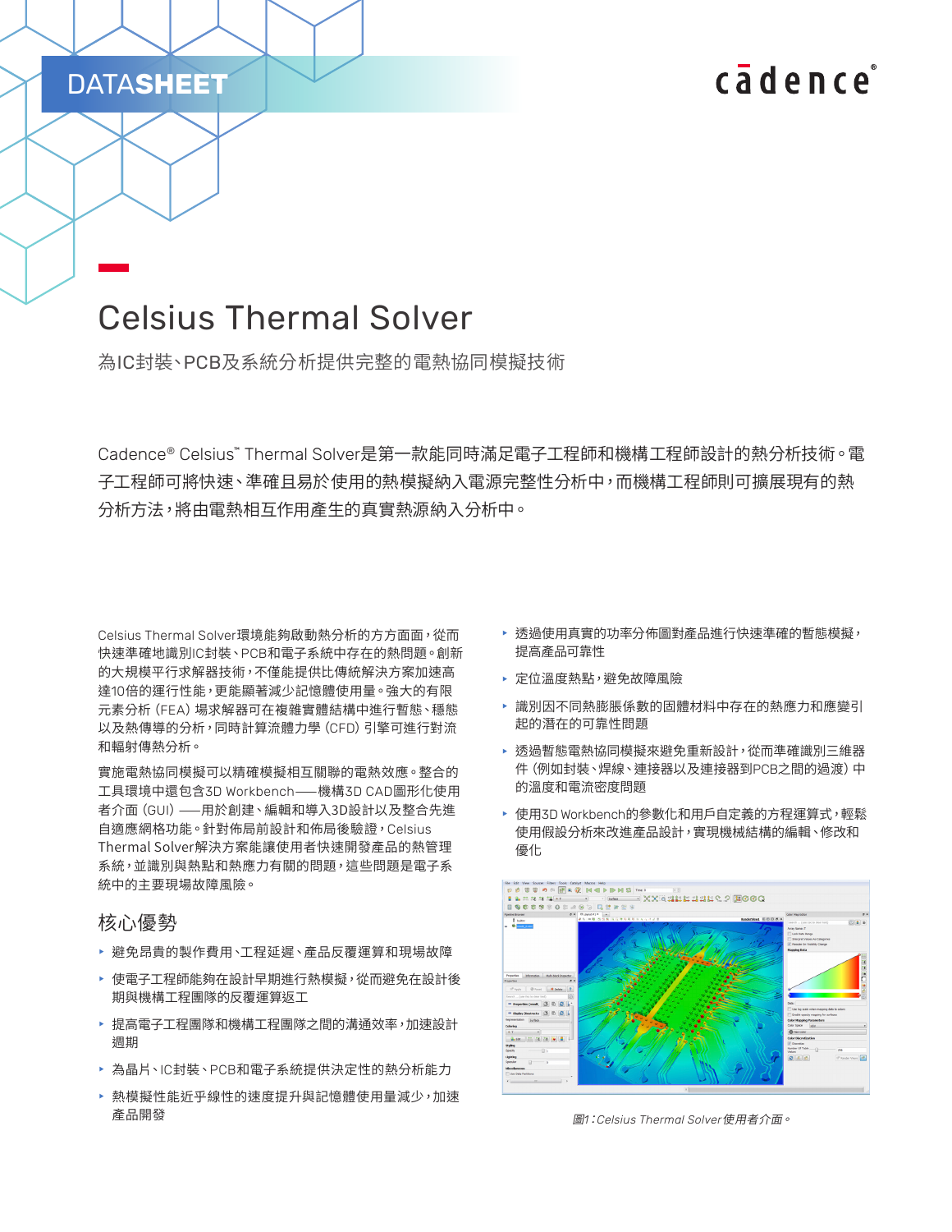DATASHEET

# Celsius Thermal Solver

為IC封裝、PCB及系統分析提供完整的電熱協同模擬技術

Cadence® Celsius™ Thermal Solver是第一款能同時滿足電子工程師和機構工程師設計的熱分析技術。電子工程師可將快速、準確且易於使用的熱模擬納入電源完整性分析中，而機構工程師則可擴展現有的熱分析方法，將由電熱相互作用產生的真實熱源納入分析中。

Celsius Thermal Solver環境能夠啟動熱分析的方方面面，從而快速準確地識別IC封裝、PCB和電子系統中存在的熱問題。創新的大規模平行求解器技術，不僅能提供比傳統解決方案加速高達10倍的運行性能，更能顯著減少記憶體使用量。強大的有限元素分析（FEA）場求解器可在複雜實體結構中進行暫態、穩態以及熱傳導的分析，同時計算流體力學（CFD）引擎可進行對流和輻射傳熱分析。

實施電熱協同模擬可以精確模擬相互關聯的電熱效應。整合的工具環境中還包含3D Workbench——機構3D CAD圖形化使用者介面（GUI）——用於創建、編輯和導入3D設計以及整合先進自適應網格功能。針對佈局前設計和佈局後驗證，Celsius Thermal Solver解決方案能讓使用者快速開發產品的熱管理系統，並識別與熱點和熱應力有關的問題，這些問題是電子系統中的主要現場故障風險。

## 核心優勢

- 避免昂貴的製作費用、工程延遲、產品反覆運算和現場故障
- 使電子工程師能夠在設計早期進行熱模擬，從而避免在設計後期與機構工程團隊的反覆運算返工
- 提高電子工程團隊和機構工程團隊之間的溝通效率，加速設計週期
- 為晶片、IC封裝、PCB和電子系統提供決定性的熱分析能力
- 熱模擬性能近乎線性的速度提升與記憶體使用量減少，加速產品開發
- 透過使用真實的功率分佈圖對產品進行快速準確的暫態模擬，提高產品可靠性
- 定位溫度熱點，避免故障風險
- 識別因不同熱膨脹係數的固體材料中存在的熱應力和應變引起的潛在的可靠性問題
- 透過暫態電熱協同模擬來避免重新設計，從而準確識別三維器件（例如封裝、焊線、連接器以及連接器到PCB之間的過渡）中的溫度和電流密度問題
- 使用3D Workbench的參數化和用戶自定義的方程運算式，輕鬆使用假設分析來改進產品設計，實現機械結構的編輯、修改和優化

*圖1：Celsius Thermal Solver使用者介面。*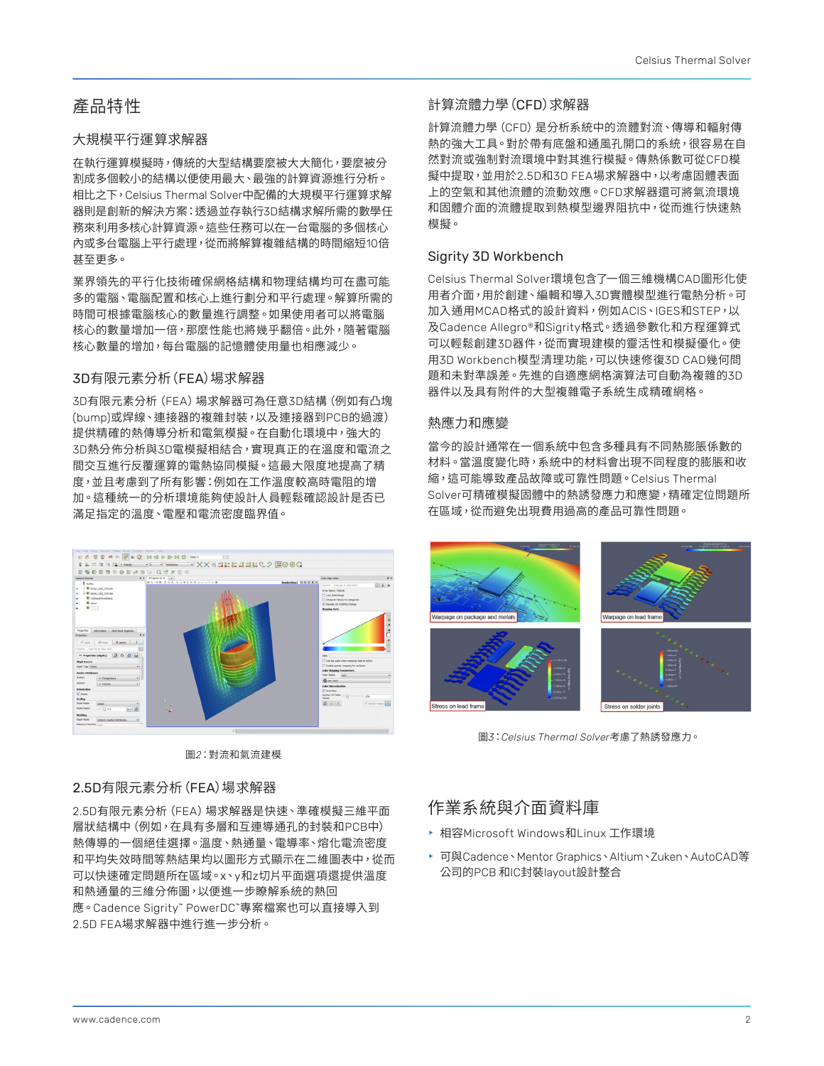# 產品特性

## 大規模平行運算求解器

在執行運算模擬時，傳統的大型結構要麼被大大簡化，要麼被分割成多個較小的結構以便使用最大、最強的計算資源進行分析。相比之下，Celsius Thermal Solver中配備的大規模平行運算求解器則是創新的解決方案：透過並存執行3D結構求解所需的數學任務來利用多核心計算資源。這些任務可以在一台電腦的多個核心內或多台電腦上平行處理，從而將解算複雜結構的時間縮短10倍甚至更多。

業界領先的平行化技術確保網格結構和物理結構均可在盡可能多的電腦、電腦配置和核心上進行劃分和平行處理。解算所需的時間可根據電腦核心的數量進行調整。如果使用者可以將電腦核心的數量增加一倍，那麼性能也將幾乎翻倍。此外，隨著電腦核心數量的增加，每台電腦的記憶體使用量也相應減少。

## 3D有限元素分析（FEA）場求解器

3D有限元素分析（FEA）場求解器可為任意3D結構（例如有凸塊（bump）或焊線、連接器的複雜封裝，以及連接器到PCB的過渡）提供精確的熱傳導分析和電氣模擬。在自動化環境中，強大的3D熱分佈分析與3D電模擬相結合，實現真正的在溫度和電流之間交互進行反覆運算的電熱協同模擬。這最大限度地提高了精度，並且考慮到了所有影響：例如在工作溫度較高時電阻的增加。這種統一的分析環境能夠使設計人員輕鬆確認設計是否已滿足指定的溫度、電壓和電流密度臨界值。

圖2：對流和氣流建模

## 2.5D有限元素分析（FEA）場求解器

2.5D有限元素分析（FEA）場求解器是快速、準確模擬三維平面層狀結構中（例如，在具有多層和互連導通孔的封裝和PCB中）熱傳導的一個絕佳選擇。溫度、熱通量、電導率、熔化電流密度和平均失效時間等熱結果均以圖形方式顯示在二維圖表中，從而可以快速確定問題所在區域。x、y和z切片平面選項還提供溫度和熱通量的三維分佈圖，以便進一步瞭解系統的熱回應。Cadence Sigrity™ PowerDC™專案檔案也可以直接導入到2.5D FEA場求解器中進行進一步分析。

## 計算流體力學（CFD）求解器

計算流體力學（CFD）是分析系統中的流體對流、傳導和輻射傳熱的強大工具。對於帶有底盤和通風孔開口的系統，很容易在自然對流或強制對流環境中對其進行模擬。傳熱係數可從CFD模擬中提取，並用於2.5D和3D FEA場求解器中，以考慮固體表面上的空氣和其他流體的流動效應。CFD求解器還可將氣流環境和固體介面的流體提取到熱模型邊界阻抗中，從而進行快速熱模擬。

## Sigrity 3D Workbench

Celsius Thermal Solver環境包含了一個三維機構CAD圖形化使用者介面，用於創建、編輯和導入3D實體模型進行電熱分析。可加入通用MCAD格式的設計資料，例如ACIS、IGES和STEP，以及Cadence Allegro®和Sigrity格式。透過參數化和方程運算式可以輕鬆創建3D器件，從而實現建模的靈活性和模擬優化。使用3D Workbench模型清理功能，可以快速修復3D CAD幾何問題和未對準誤差。先進的自適應網格演算法可自動為複雜的3D器件以及具有附件的大型複雜電子系統生成精確網格。

## 熱應力和應變

當今的設計通常在一個系統中包含多種具有不同熱膨脹係數的材料。當溫度變化時，系統中的材料會出現不同程度的膨脹和收縮，這可能導致產品故障或可靠性問題。Celsius Thermal Solver可精確模擬固體中的熱誘發應力和應變，精確定位問題所在區域，從而避免出現費用過高的產品可靠性問題。

Warpage on package and metals

Warpage on lead frame

Stress on lead frame

Stress on solder joints

圖3：*Celsius Thermal Solver*考慮了熱誘發應力。

# 作業系統與介面資料庫

- 相容Microsoft Windows和Linux 工作環境
- 可與Cadence、Mentor Graphics、Altium、Zuken、AutoCAD等公司的PCB 和IC封裝layout設計整合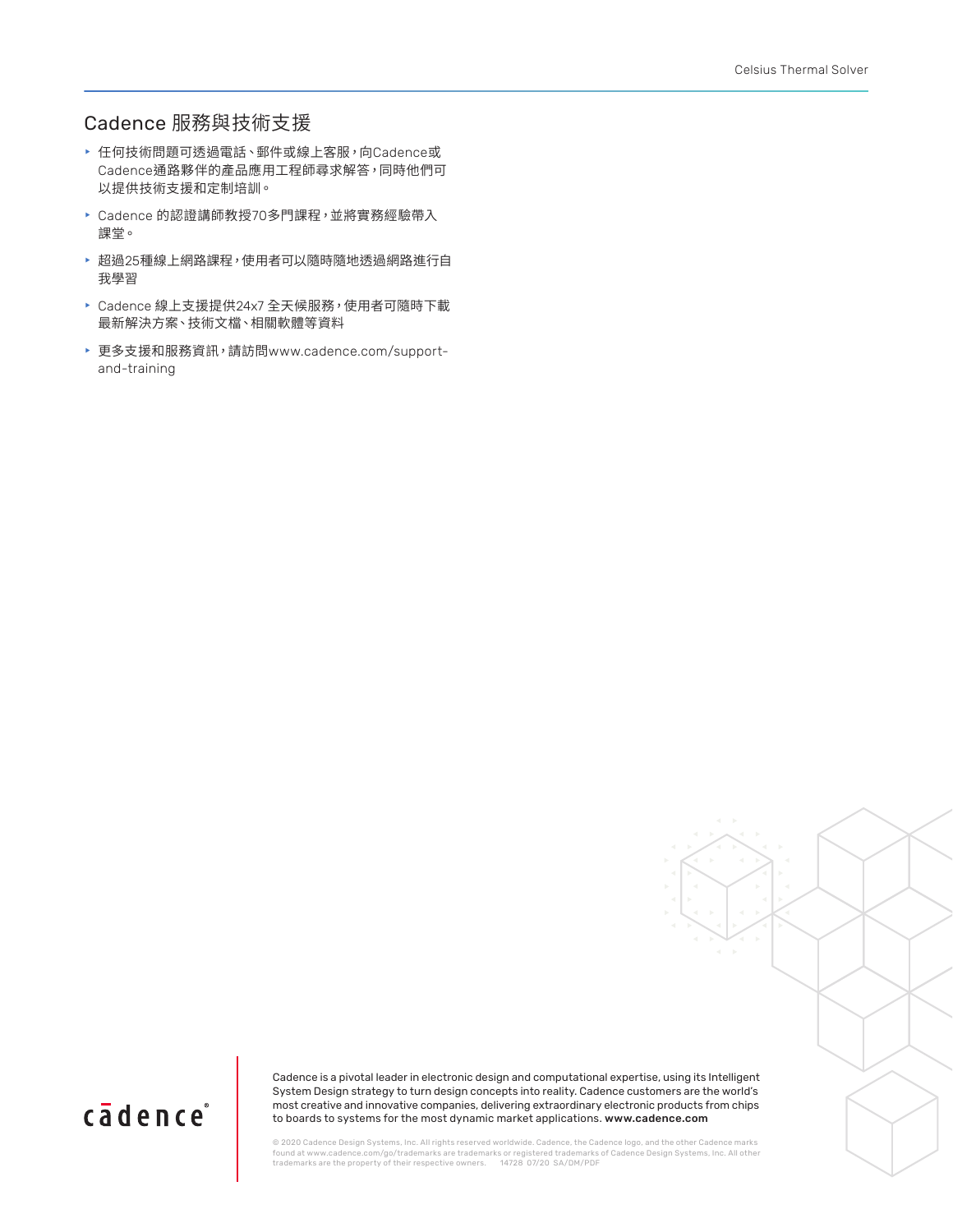## Cadence 服務與技術支援

- 任何技術問題可透過電話、郵件或線上客服，向Cadence或Cadence通路夥伴的產品應用工程師尋求解答，同時他們可以提供技術支援和定制培訓。
- Cadence 的認證講師教授70多門課程，並將實務經驗帶入課堂。
- 超過25種線上網路課程，使用者可以隨時隨地透過網路進行自我學習
- Cadence 線上支援提供24x7 全天候服務，使用者可隨時下載最新解決方案、技術文檔、相關軟體等資料
- 更多支援和服務資訊，請訪問www.cadence.com/support-and-training

cadence®

Cadence is a pivotal leader in electronic design and computational expertise, using its Intelligent System Design strategy to turn design concepts into reality. Cadence customers are the world's most creative and innovative companies, delivering extraordinary electronic products from chips to boards to systems for the most dynamic market applications. **www.cadence.com**

© 2020 Cadence Design Systems, Inc. All rights reserved worldwide. Cadence, the Cadence logo, and the other Cadence marks found at www.cadence.com/go/trademarks are trademarks or registered trademarks of Cadence Design Systems, Inc. All other trademarks are the property of their respective owners. 14728 07/20 SA/DM/PDF